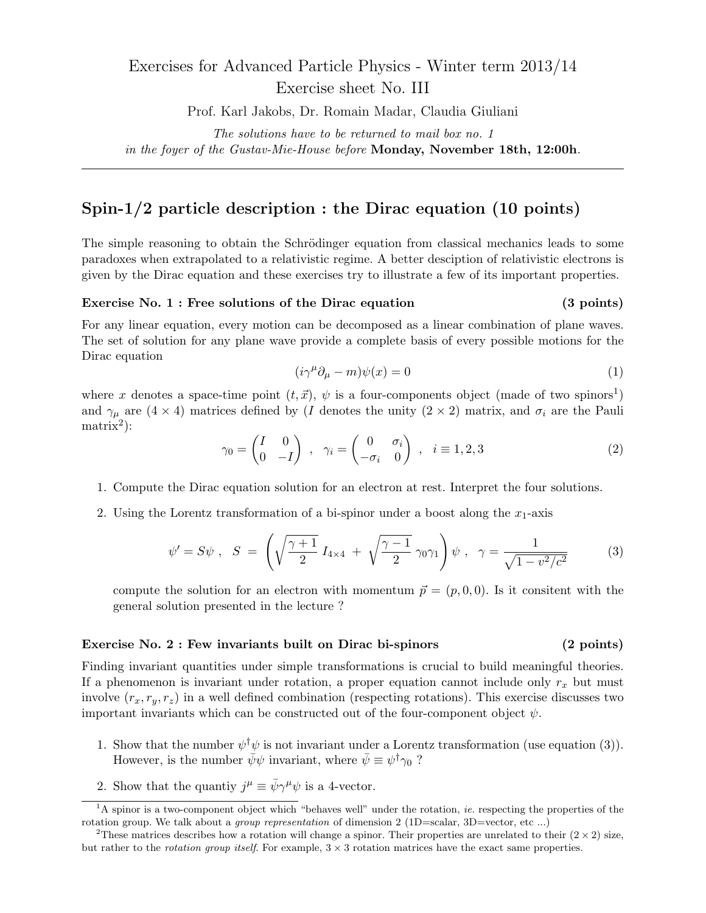# Exercises for Advanced Particle Physics - Winter term 2013/14
## Exercise sheet No. III

Prof. Karl Jakobs, Dr. Romain Madar, Claudia Giuliani

*The solutions have to be returned to mail box no. 1*
*in the foyer of the Gustav-Mie-House before* **Monday, November 18th, 12:00h**.

---

## Spin-1/2 particle description : the Dirac equation (10 points)

The simple reasoning to obtain the Schrödinger equation from classical mechanics leads to some paradoxes when extrapolated to a relativistic regime. A better desciption of relativistic electrons is given by the Dirac equation and these exercises try to illustrate a few of its important properties.

### Exercise No. 1 : Free solutions of the Dirac equation (3 points)

For any linear equation, every motion can be decomposed as a linear combination of plane waves. The set of solution for any plane wave provide a complete basis of every possible motions for the Dirac equation

$$(i\gamma^\mu \partial_\mu - m)\psi(x) = 0 \tag{1}$$

where $x$ denotes a space-time point $(t, \vec{x})$, $\psi$ is a four-components object (made of two spinors[1]) and $\gamma_\mu$ are $(4 \times 4)$ matrices defined by ($I$ denotes the unity $(2 \times 2)$ matrix, and $\sigma_i$ are the Pauli matrix[2]):

$$\gamma_0 = \begin{pmatrix} I & 0 \\ 0 & -I \end{pmatrix} \ , \quad \gamma_i = \begin{pmatrix} 0 & \sigma_i \\ -\sigma_i & 0 \end{pmatrix} \ , \quad i \equiv 1, 2, 3 \tag{2}$$

1. Compute the Dirac equation solution for an electron at rest. Interpret the four solutions.
2. Using the Lorentz transformation of a bi-spinor under a boost along the $x_1$-axis

$$\psi' = S\psi \ , \quad S \ = \ \left( \sqrt{\frac{\gamma+1}{2}} \ I_{4\times4} \ + \ \sqrt{\frac{\gamma-1}{2}} \ \gamma_0\gamma_1 \right) \psi \ , \quad \gamma = \frac{1}{\sqrt{1 - v^2/c^2}} \tag{3}$$

   compute the solution for an electron with momentum $\vec{p} = (p, 0, 0)$. Is it consitent with the general solution presented in the lecture ?

### Exercise No. 2 : Few invariants built on Dirac bi-spinors (2 points)

Finding invariant quantities under simple transformations is crucial to build meaningful theories. If a phenomenon is invariant under rotation, a proper equation cannot include only $r_x$ but must involve $(r_x, r_y, r_z)$ in a well defined combination (respecting rotations). This exercise discusses two important invariants which can be constructed out of the four-component object $\psi$.

1. Show that the number $\psi^\dagger\psi$ is not invariant under a Lorentz transformation (use equation (3)). However, is the number $\bar{\psi}\psi$ invariant, where $\bar{\psi} \equiv \psi^\dagger\gamma_0$ ?
2. Show that the quantiy $j^\mu \equiv \bar{\psi}\gamma^\mu\psi$ is a 4-vector.

---

[1] A spinor is a two-component object which "behaves well" under the rotation, *ie.* respecting the properties of the rotation group. We talk about a *group representation* of dimension 2 (1D=scalar, 3D=vector, etc ...)

[2] These matrices describes how a rotation will change a spinor. Their properties are unrelated to their $(2 \times 2)$ size, but rather to the *rotation group itself*. For example, $3 \times 3$ rotation matrices have the exact same properties.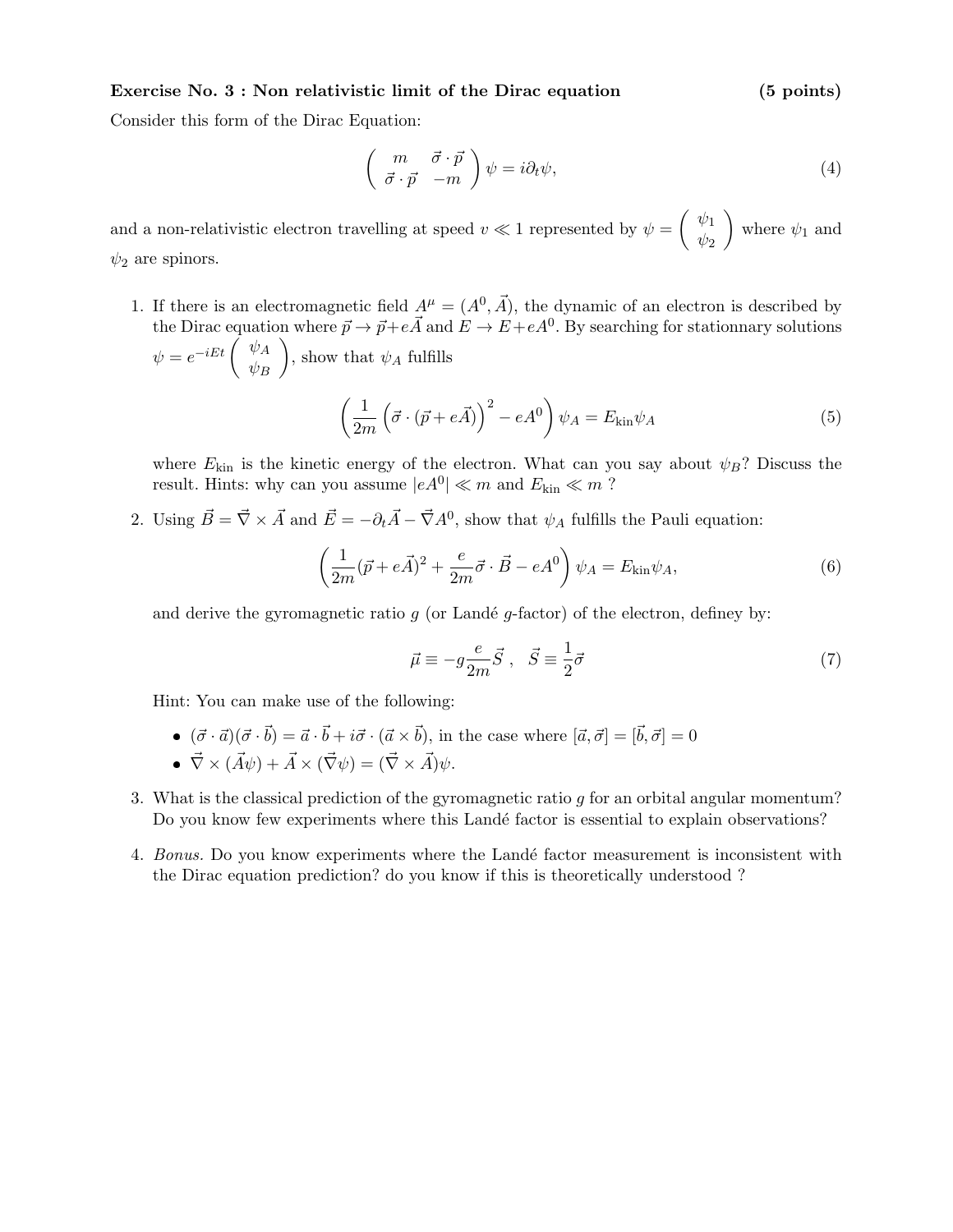**Exercise No. 3 : Non relativistic limit of the Dirac equation** **(5 points)**

Consider this form of the Dirac Equation:

$$\begin{pmatrix} m & \vec{\sigma} \cdot \vec{p} \\ \vec{\sigma} \cdot \vec{p} & -m \end{pmatrix} \psi = i\partial_t \psi, \tag{4}$$

and a non-relativistic electron travelling at speed $v \ll 1$ represented by $\psi = \begin{pmatrix} \psi_1 \\ \psi_2 \end{pmatrix}$ where $\psi_1$ and $\psi_2$ are spinors.

1. If there is an electromagnetic field $A^\mu = (A^0, \vec{A})$, the dynamic of an electron is described by the Dirac equation where $\vec{p} \to \vec{p} + e\vec{A}$ and $E \to E + eA^0$. By searching for stationnary solutions $\psi = e^{-iEt} \begin{pmatrix} \psi_A \\ \psi_B \end{pmatrix}$, show that $\psi_A$ fulfills

$$\left( \frac{1}{2m} \left( \vec{\sigma} \cdot (\vec{p} + e\vec{A}) \right)^2 - eA^0 \right) \psi_A = E_{\text{kin}} \psi_A \tag{5}$$

   where $E_{\text{kin}}$ is the kinetic energy of the electron. What can you say about $\psi_B$? Discuss the result. Hints: why can you assume $|eA^0| \ll m$ and $E_{\text{kin}} \ll m$ ?

2. Using $\vec{B} = \vec{\nabla} \times \vec{A}$ and $\vec{E} = -\partial_t \vec{A} - \vec{\nabla} A^0$, show that $\psi_A$ fulfills the Pauli equation:

$$\left( \frac{1}{2m} (\vec{p} + e\vec{A})^2 + \frac{e}{2m} \vec{\sigma} \cdot \vec{B} - eA^0 \right) \psi_A = E_{\text{kin}} \psi_A, \tag{6}$$

   and derive the gyromagnetic ratio $g$ (or Landé $g$-factor) of the electron, definey by:

$$\vec{\mu} \equiv -g \frac{e}{2m} \vec{S}\ , \quad \vec{S} \equiv \frac{1}{2} \vec{\sigma} \tag{7}$$

   Hint: You can make use of the following:

   - $(\vec{\sigma} \cdot \vec{a})(\vec{\sigma} \cdot \vec{b}) = \vec{a} \cdot \vec{b} + i\vec{\sigma} \cdot (\vec{a} \times \vec{b})$, in the case where $[\vec{a}, \vec{\sigma}] = [\vec{b}, \vec{\sigma}] = 0$
   - $\vec{\nabla} \times (\vec{A}\psi) + \vec{A} \times (\vec{\nabla}\psi) = (\vec{\nabla} \times \vec{A})\psi$.

3. What is the classical prediction of the gyromagnetic ratio $g$ for an orbital angular momentum? Do you know few experiments where this Landé factor is essential to explain observations?

4. *Bonus.* Do you know experiments where the Landé factor measurement is inconsistent with the Dirac equation prediction? do you know if this is theoretically understood ?